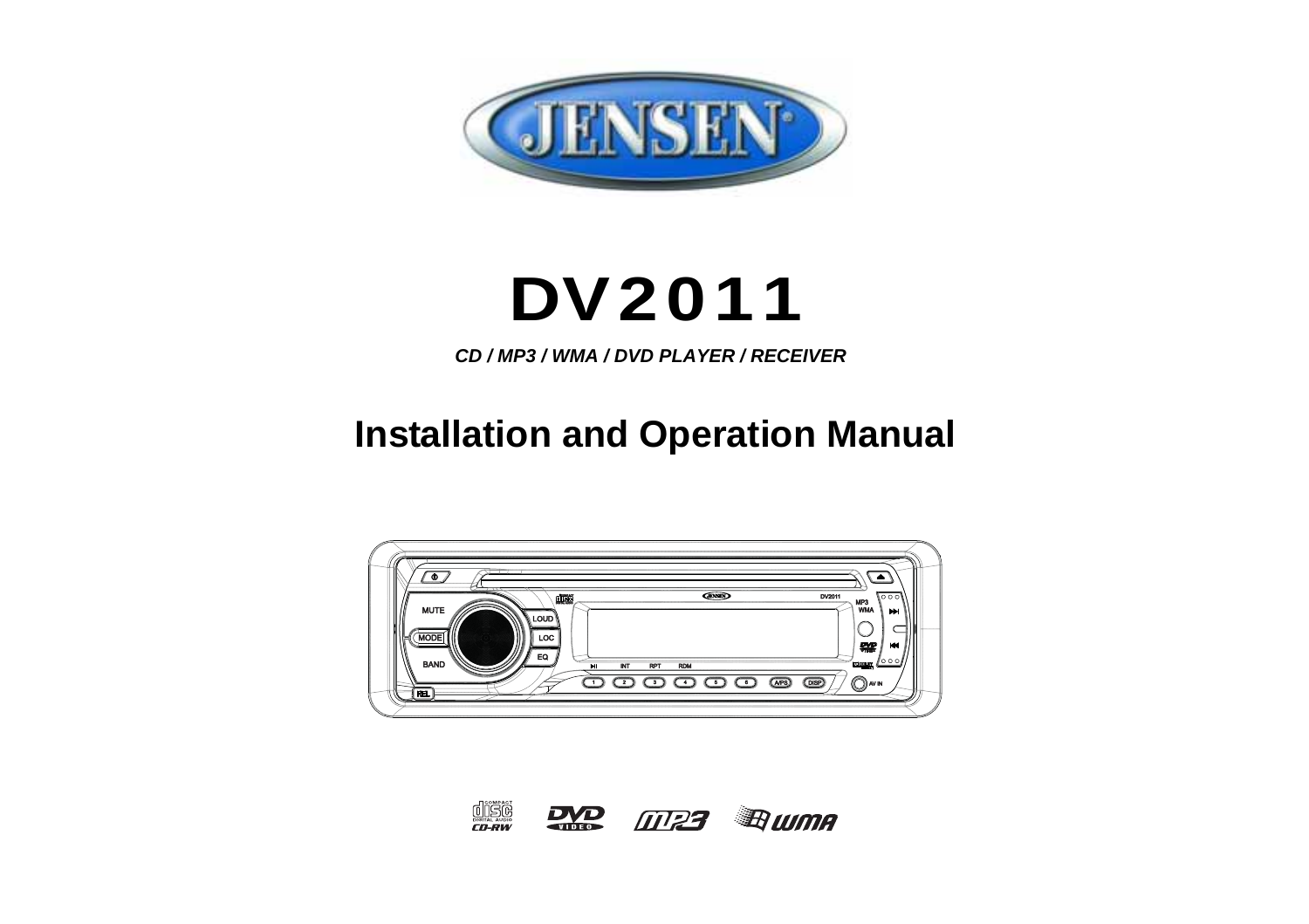# DV2011

*CD / MP3 / WMA / DVD PLAYER / RECEIVER*

## Installation and Operation Manual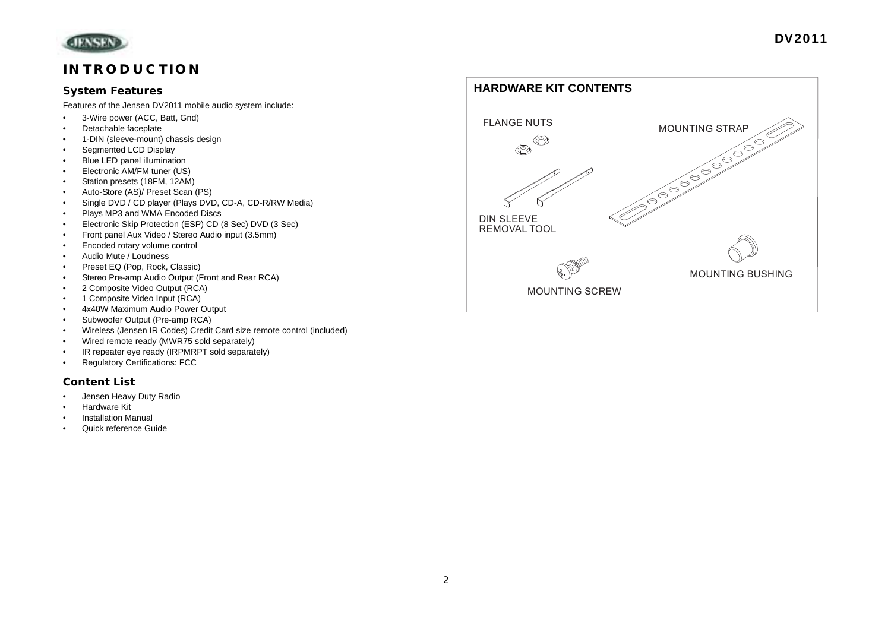# INTRODUCTION

## System Features

Features of the Jensen DV2011 mobile audio system include:

- 3-Wire power (ACC, Batt, Gnd)
- Detachable faceplate
- 1-DIN (sleeve-mount) chassis design
- Segmented LCD Display
- Blue LED panel illumination
- Electronic AM/FM tuner (US)
- Station presets (18FM, 12AM)
- Auto-Store (AS)/ Preset Scan (PS)
- Single DVD / CD player (Plays DVD, CD-A, CD-R/RW Media)
- Plays MP3 and WMA Encoded Discs
- Electronic Skip Protection (ESP) CD (8 Sec) DVD (3 Sec)
- Front panel Aux Video / Stereo Audio input (3.5mm)
- Encoded rotary volume control
- Audio Mute / Loudness
- Preset EQ (Pop, Rock, Classic)
- Stereo Pre-amp Audio Output (Front and Rear RCA)
- 2 Composite Video Output (RCA)
- 1 Composite Video Input (RCA)
- 4x40W Maximum Audio Power Output
- Subwoofer Output (Pre-amp RCA)
- Wireless (Jensen IR Codes) Credit Card size remote control (included)
- Wired remote ready (MWR75 sold separately)
- IR repeater eye ready (IRPMRPT sold separately)
- Regulatory Certifications: FCC

## Content List

- Jensen Heavy Duty Radio
- Hardware Kit
- Installation Manual
- Quick reference Guide

## HARDWARE KIT CONTENTS

FLANGE NUTS

MOUNTING STRAP

DIN SLEEVE REMOVAL TOOL

MOUNTING BUSHING

MOUNTING SCREW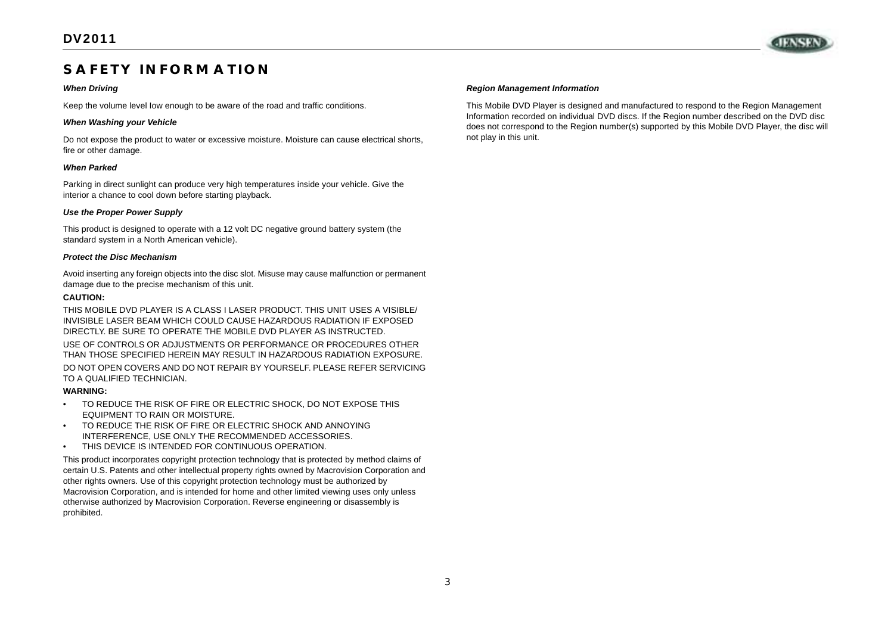# SAFETY INFORMATION

***When Driving***

Keep the volume level low enough to be aware of the road and traffic conditions.

***When Washing your Vehicle***

Do not expose the product to water or excessive moisture. Moisture can cause electrical shorts, fire or other damage.

***When Parked***

Parking in direct sunlight can produce very high temperatures inside your vehicle. Give the interior a chance to cool down before starting playback.

***Use the Proper Power Supply***

This product is designed to operate with a 12 volt DC negative ground battery system (the standard system in a North American vehicle).

***Protect the Disc Mechanism***

Avoid inserting any foreign objects into the disc slot. Misuse may cause malfunction or permanent damage due to the precise mechanism of this unit.

**CAUTION:**

THIS MOBILE DVD PLAYER IS A CLASS I LASER PRODUCT. THIS UNIT USES A VISIBLE/ INVISIBLE LASER BEAM WHICH COULD CAUSE HAZARDOUS RADIATION IF EXPOSED DIRECTLY. BE SURE TO OPERATE THE MOBILE DVD PLAYER AS INSTRUCTED.

USE OF CONTROLS OR ADJUSTMENTS OR PERFORMANCE OR PROCEDURES OTHER THAN THOSE SPECIFIED HEREIN MAY RESULT IN HAZARDOUS RADIATION EXPOSURE.

DO NOT OPEN COVERS AND DO NOT REPAIR BY YOURSELF. PLEASE REFER SERVICING TO A QUALIFIED TECHNICIAN.

**WARNING:**

- TO REDUCE THE RISK OF FIRE OR ELECTRIC SHOCK, DO NOT EXPOSE THIS EQUIPMENT TO RAIN OR MOISTURE.
- TO REDUCE THE RISK OF FIRE OR ELECTRIC SHOCK AND ANNOYING INTERFERENCE, USE ONLY THE RECOMMENDED ACCESSORIES.
- THIS DEVICE IS INTENDED FOR CONTINUOUS OPERATION.

This product incorporates copyright protection technology that is protected by method claims of certain U.S. Patents and other intellectual property rights owned by Macrovision Corporation and other rights owners. Use of this copyright protection technology must be authorized by Macrovision Corporation, and is intended for home and other limited viewing uses only unless otherwise authorized by Macrovision Corporation. Reverse engineering or disassembly is prohibited.

***Region Management Information***

This Mobile DVD Player is designed and manufactured to respond to the Region Management Information recorded on individual DVD discs. If the Region number described on the DVD disc does not correspond to the Region number(s) supported by this Mobile DVD Player, the disc will not play in this unit.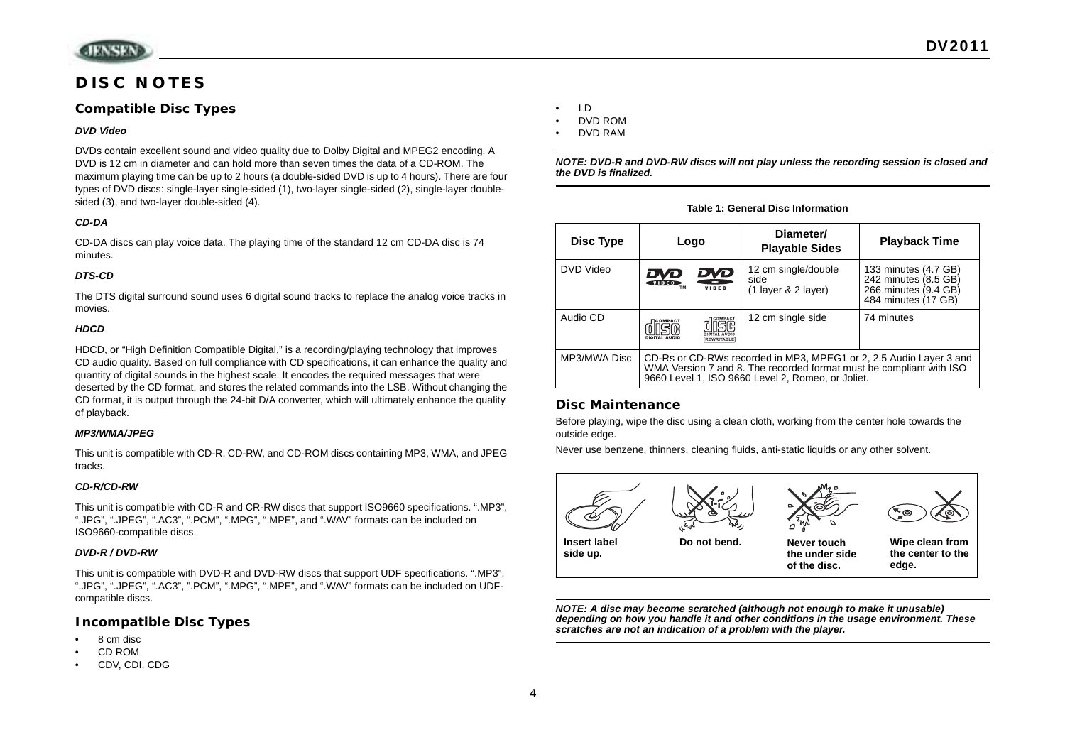# DISC NOTES

## Compatible Disc Types

### *DVD Video*

DVDs contain excellent sound and video quality due to Dolby Digital and MPEG2 encoding. A DVD is 12 cm in diameter and can hold more than seven times the data of a CD-ROM. The maximum playing time can be up to 2 hours (a double-sided DVD is up to 4 hours). There are four types of DVD discs: single-layer single-sided (1), two-layer single-sided (2), single-layer double-sided (3), and two-layer double-sided (4).

### *CD-DA*

CD-DA discs can play voice data. The playing time of the standard 12 cm CD-DA disc is 74 minutes.

### *DTS-CD*

The DTS digital surround sound uses 6 digital sound tracks to replace the analog voice tracks in movies.

### *HDCD*

HDCD, or "High Definition Compatible Digital," is a recording/playing technology that improves CD audio quality. Based on full compliance with CD specifications, it can enhance the quality and quantity of digital sounds in the highest scale. It encodes the required messages that were deserted by the CD format, and stores the related commands into the LSB. Without changing the CD format, it is output through the 24-bit D/A converter, which will ultimately enhance the quality of playback.

### *MP3/WMA/JPEG*

This unit is compatible with CD-R, CD-RW, and CD-ROM discs containing MP3, WMA, and JPEG tracks.

### *CD-R/CD-RW*

This unit is compatible with CD-R and CR-RW discs that support ISO9660 specifications. ".MP3", ".JPG", ".JPEG", ".AC3", ".PCM", ".MPG", ".MPE", and ".WAV" formats can be included on ISO9660-compatible discs.

### *DVD-R / DVD-RW*

This unit is compatible with DVD-R and DVD-RW discs that support UDF specifications. ".MP3", ".JPG", ".JPEG", ".AC3", ".PCM", ".MPG", ".MPE", and ".WAV" formats can be included on UDF-compatible discs.

## Incompatible Disc Types

- 8 cm disc
- CD ROM
- CDV, CDI, CDG
- LD
- DVD ROM
- DVD RAM

***NOTE: DVD-R and DVD-RW discs will not play unless the recording session is closed and the DVD is finalized.***

**Table 1: General Disc Information**

| Disc Type | Logo | Diameter/ Playable Sides | Playback Time |
|---|---|---|---|
| DVD Video | DVD VIDEO | 12 cm single/double side (1 layer & 2 layer) | 133 minutes (4.7 GB) 242 minutes (8.5 GB) 266 minutes (9.4 GB) 484 minutes (17 GB) |
| Audio CD | COMPACT DISC DIGITAL AUDIO | 12 cm single side | 74 minutes |
| MP3/MWA Disc | CD-Rs or CD-RWs recorded in MP3, MPEG1 or 2, 2.5 Audio Layer 3 and WMA Version 7 and 8. The recorded format must be compliant with ISO 9660 Level 1, ISO 9660 Level 2, Romeo, or Joliet. | | |

## Disc Maintenance

Before playing, wipe the disc using a clean cloth, working from the center hole towards the outside edge.

Never use benzene, thinners, cleaning fluids, anti-static liquids or any other solvent.

**Insert label side up.** **Do not bend.** **Never touch the under side of the disc.** **Wipe clean from the center to the edge.**

***NOTE: A disc may become scratched (although not enough to make it unusable) depending on how you handle it and other conditions in the usage environment. These scratches are not an indication of a problem with the player.***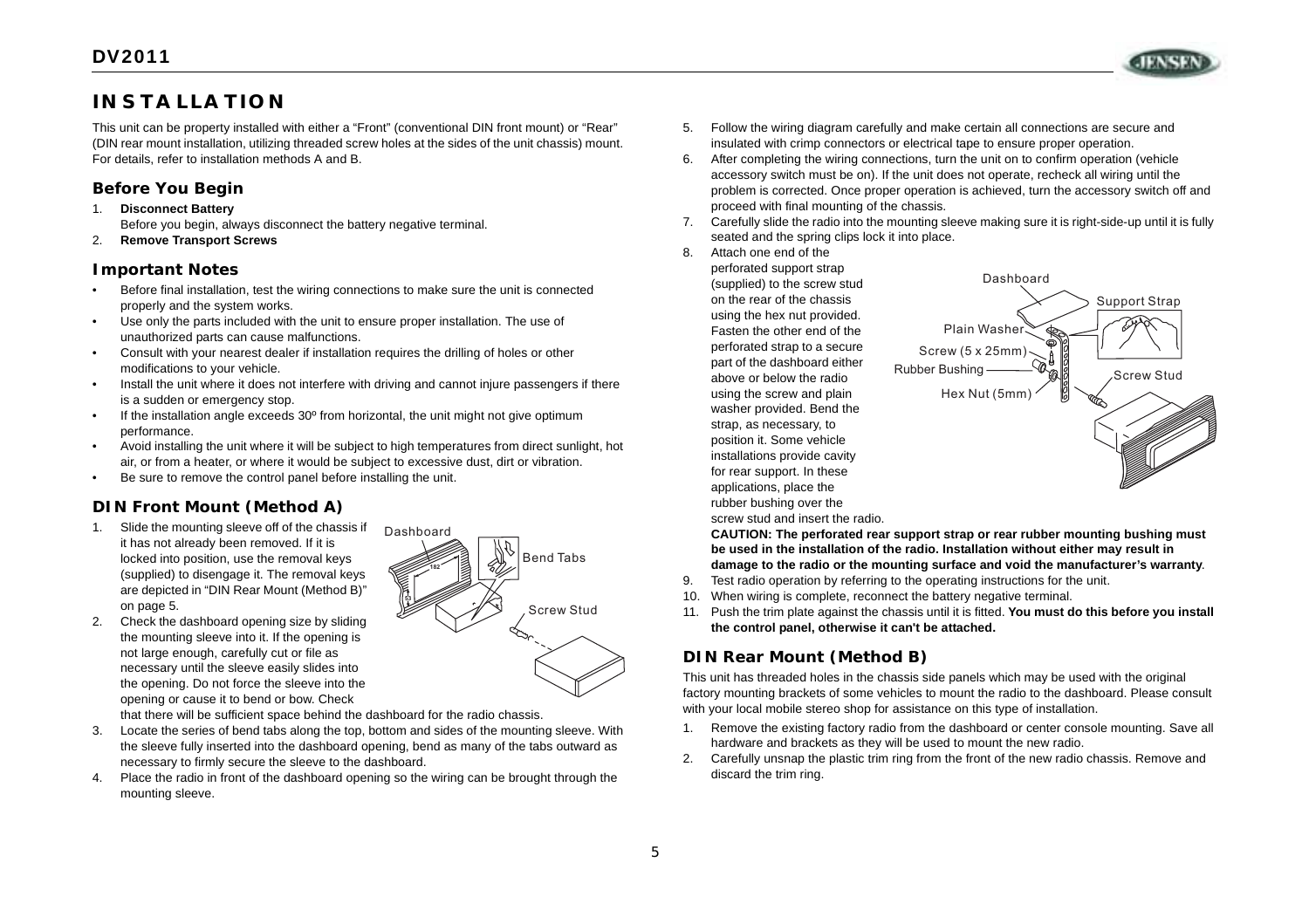# INSTALLATION

This unit can be property installed with either a "Front" (conventional DIN front mount) or "Rear" (DIN rear mount installation, utilizing threaded screw holes at the sides of the unit chassis) mount. For details, refer to installation methods A and B.

## Before You Begin

1. **Disconnect Battery**
   Before you begin, always disconnect the battery negative terminal.
2. **Remove Transport Screws**

## Important Notes

- Before final installation, test the wiring connections to make sure the unit is connected properly and the system works.
- Use only the parts included with the unit to ensure proper installation. The use of unauthorized parts can cause malfunctions.
- Consult with your nearest dealer if installation requires the drilling of holes or other modifications to your vehicle.
- Install the unit where it does not interfere with driving and cannot injure passengers if there is a sudden or emergency stop.
- If the installation angle exceeds 30º from horizontal, the unit might not give optimum performance.
- Avoid installing the unit where it will be subject to high temperatures from direct sunlight, hot air, or from a heater, or where it would be subject to excessive dust, dirt or vibration.
- Be sure to remove the control panel before installing the unit.

## DIN Front Mount (Method A)

1. Slide the mounting sleeve off of the chassis if it has not already been removed. If it is locked into position, use the removal keys (supplied) to disengage it. The removal keys are depicted in "DIN Rear Mount (Method B)" on page 5.
2. Check the dashboard opening size by sliding the mounting sleeve into it. If the opening is not large enough, carefully cut or file as necessary until the sleeve easily slides into the opening. Do not force the sleeve into the opening or cause it to bend or bow. Check that there will be sufficient space behind the dashboard for the radio chassis.
3. Locate the series of bend tabs along the top, bottom and sides of the mounting sleeve. With the sleeve fully inserted into the dashboard opening, bend as many of the tabs outward as necessary to firmly secure the sleeve to the dashboard.
4. Place the radio in front of the dashboard opening so the wiring can be brought through the mounting sleeve.
5. Follow the wiring diagram carefully and make certain all connections are secure and insulated with crimp connectors or electrical tape to ensure proper operation.
6. After completing the wiring connections, turn the unit on to confirm operation (vehicle accessory switch must be on). If the unit does not operate, recheck all wiring until the problem is corrected. Once proper operation is achieved, turn the accessory switch off and proceed with final mounting of the chassis.
7. Carefully slide the radio into the mounting sleeve making sure it is right-side-up until it is fully seated and the spring clips lock it into place.
8. Attach one end of the perforated support strap (supplied) to the screw stud on the rear of the chassis using the hex nut provided. Fasten the other end of the perforated strap to a secure part of the dashboard either above or below the radio using the screw and plain washer provided. Bend the strap, as necessary, to position it. Some vehicle installations provide cavity for rear support. In these applications, place the rubber bushing over the screw stud and insert the radio.

   **CAUTION: The perforated rear support strap or rear rubber mounting bushing must be used in the installation of the radio. Installation without either may result in damage to the radio or the mounting surface and void the manufacturer's warranty**.
9. Test radio operation by referring to the operating instructions for the unit.
10. When wiring is complete, reconnect the battery negative terminal.
11. Push the trim plate against the chassis until it is fitted. **You must do this before you install the control panel, otherwise it can't be attached.**

## DIN Rear Mount (Method B)

This unit has threaded holes in the chassis side panels which may be used with the original factory mounting brackets of some vehicles to mount the radio to the dashboard. Please consult with your local mobile stereo shop for assistance on this type of installation.

1. Remove the existing factory radio from the dashboard or center console mounting. Save all hardware and brackets as they will be used to mount the new radio.
2. Carefully unsnap the plastic trim ring from the front of the new radio chassis. Remove and discard the trim ring.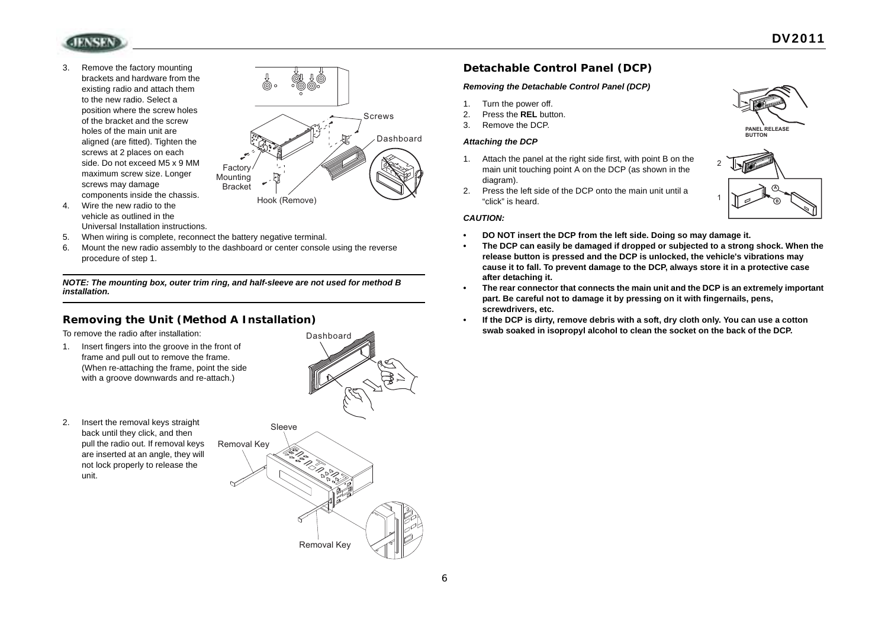3. Remove the factory mounting brackets and hardware from the existing radio and attach them to the new radio. Select a position where the screw holes of the bracket and the screw holes of the main unit are aligned (are fitted). Tighten the screws at 2 places on each side. Do not exceed M5 x 9 MM maximum screw size. Longer screws may damage components inside the chassis.
4. Wire the new radio to the vehicle as outlined in the Universal Installation instructions.
5. When wiring is complete, reconnect the battery negative terminal.
6. Mount the new radio assembly to the dashboard or center console using the reverse procedure of step 1.

***NOTE: The mounting box, outer trim ring, and half-sleeve are not used for method B installation.***

## Removing the Unit (Method A Installation)

To remove the radio after installation:

1. Insert fingers into the groove in the front of frame and pull out to remove the frame. (When re-attaching the frame, point the side with a groove downwards and re-attach.)
2. Insert the removal keys straight back until they click, and then pull the radio out. If removal keys are inserted at an angle, they will not lock properly to release the unit.

## Detachable Control Panel (DCP)

### *Removing the Detachable Control Panel (DCP)*

1. Turn the power off.
2. Press the **REL** button.
3. Remove the DCP.

### *Attaching the DCP*

1. Attach the panel at the right side first, with point B on the main unit touching point A on the DCP (as shown in the diagram).
2. Press the left side of the DCP onto the main unit until a "click" is heard.

### *CAUTION:*

- **DO NOT insert the DCP from the left side. Doing so may damage it.**
- **The DCP can easily be damaged if dropped or subjected to a strong shock. When the release button is pressed and the DCP is unlocked, the vehicle's vibrations may cause it to fall. To prevent damage to the DCP, always store it in a protective case after detaching it.**
- **The rear connector that connects the main unit and the DCP is an extremely important part. Be careful not to damage it by pressing on it with fingernails, pens, screwdrivers, etc.**
- **If the DCP is dirty, remove debris with a soft, dry cloth only. You can use a cotton swab soaked in isopropyl alcohol to clean the socket on the back of the DCP.**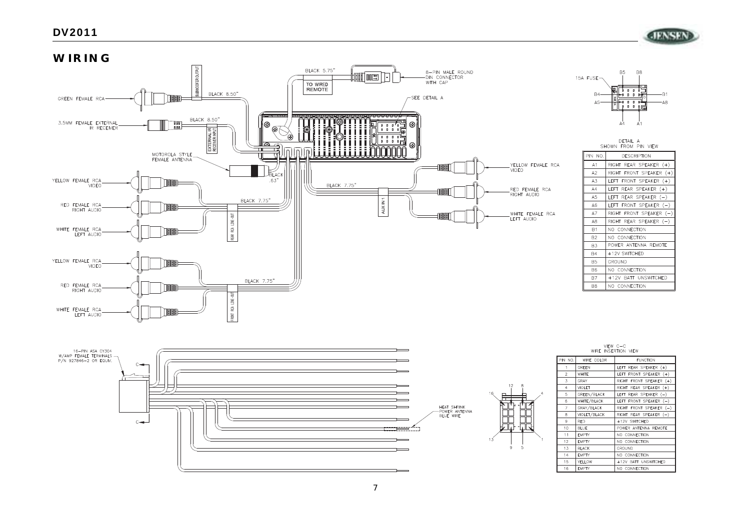## WIRING

GREEN FEMALE RCA — BLACK 8.50" — SUBWOOFER OUTPUT

3.5MM FEMALE EXTERNAL IR RECEIVER — BLACK 8.50" — EXTERNAL IR RECEIVER INPUT

BLACK 5.75" — TO WIRED REMOTE — 8-PIN MALE ROUND DIN CONNECTOR WITH CAP

SEE DETAIL A

MOTOROLA STYLE FEMALE ANTENNA — BLACK .63"

YELLOW FEMALE RCA VIDEO
RED FEMALE RCA RIGHT AUDIO
WHITE FEMALE RCA LEFT AUDIO
BLACK 7.75" — REAR RCA LINE-OUT

YELLOW FEMALE RCA VIDEO
RED FEMALE RCA RIGHT AUDIO
WHITE FEMALE RCA LEFT AUDIO
BLACK 7.75" — FRONT RCA LINE-OUT

BLACK 7.75" — AUX IN 1
YELLOW FEMALE RCA VIDEO
RED FEMALE RCA RIGHT AUDIO
WHITE FEMALE RCA LEFT AUDIO

15A FUSE

DETAIL A
SHOWN FROM PIN VIEW

| PIN NO. | DESCRIPTION |
|---|---|
| A1 | RIGHT REAR SPEAKER (+) |
| A2 | RIGHT FRONT SPEAKER (+) |
| A3 | LEFT FRONT SPEAKER (+) |
| A4 | LEFT REAR SPEAKER (+) |
| A5 | LEFT REAR SPEAKER (–) |
| A6 | LEFT FRONT SPEAKER (–) |
| A7 | RIGHT FRONT SPEAKER (–) |
| A8 | RIGHT REAR SPEAKER (–) |
| B1 | NO CONNECTION |
| B2 | NO CONNECTION |
| B3 | POWER ANTENNA REMOTE |
| B4 | +12V SWITCHED |
| B5 | GROUND |
| B6 | NO CONNECTION |
| B7 | +12V BATT UNSWITCHED |
| B8 | NO CONNECTION |

16-PIN ASA CY304 W/AMP FEMALE TERMINALS P/N 927846-2 OR EQUIV.

HEAT SHRINK POWER ANTENNA BLUE WIRE

VIEW C-C
WIRE INSERTION VIEW

| PIN NO. | WIRE COLOR | FUNCTION |
|---|---|---|
| 1 | GREEN | LEFT REAR SPEAKER (+) |
| 2 | WHITE | LEFT FRONT SPEAKER (+) |
| 3 | GRAY | RIGHT FRONT SPEAKER (+) |
| 4 | VIOLET | RIGHT REAR SPEAKER (+) |
| 5 | GREEN/BLACK | LEFT REAR SPEAKER (–) |
| 6 | WHITE/BLACK | LEFT FRONT SPEAKER (–) |
| 7 | GRAY/BLACK | RIGHT FRONT SPEAKER (–) |
| 8 | VIOLET/BLACK | RIGHT REAR SPEAKER (–) |
| 9 | RED | +12V SWITCHED |
| 10 | BLUE | POWER ANTENNA REMOTE |
| 11 | EMPTY | NO CONNECTION |
| 12 | EMPTY | NO CONNECTION |
| 13 | BLACK | GROUND |
| 14 | EMPTY | NO CONNECTION |
| 15 | YELLOW | +12V BATT UNSWITCHED |
| 16 | EMPTY | NO CONNECTION |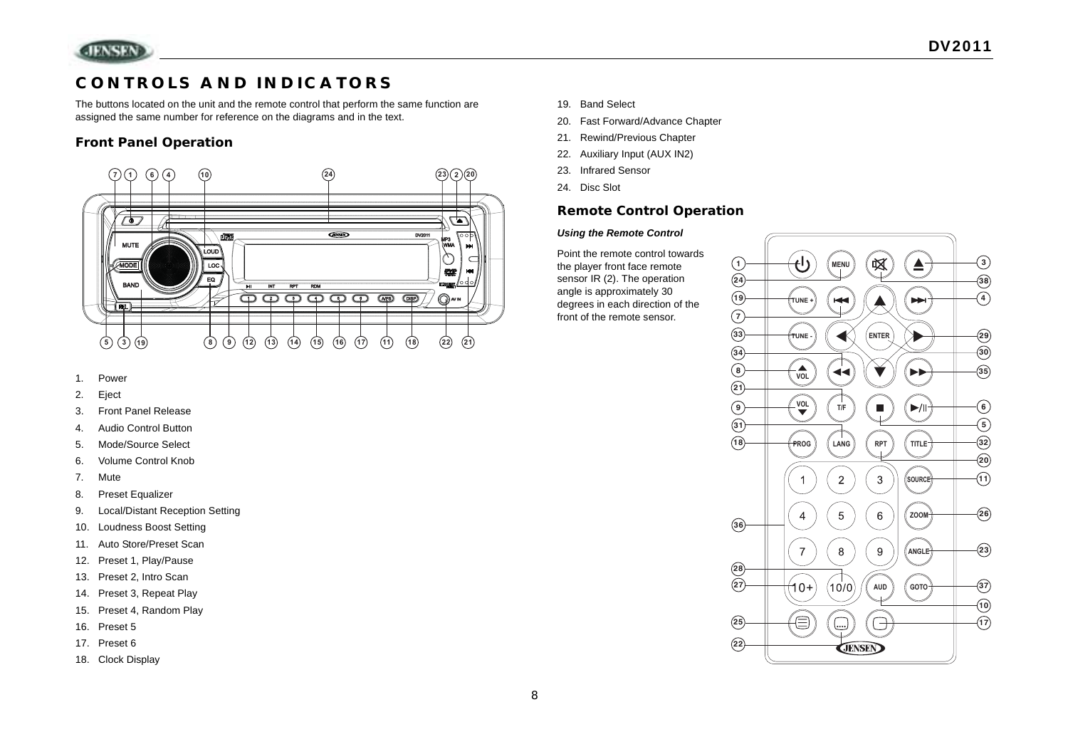# CONTROLS AND INDICATORS

The buttons located on the unit and the remote control that perform the same function are assigned the same number for reference on the diagrams and in the text.

## Front Panel Operation

1. Power
2. Eject
3. Front Panel Release
4. Audio Control Button
5. Mode/Source Select
6. Volume Control Knob
7. Mute
8. Preset Equalizer
9. Local/Distant Reception Setting
10. Loudness Boost Setting
11. Auto Store/Preset Scan
12. Preset 1, Play/Pause
13. Preset 2, Intro Scan
14. Preset 3, Repeat Play
15. Preset 4, Random Play
16. Preset 5
17. Preset 6
18. Clock Display
19. Band Select
20. Fast Forward/Advance Chapter
21. Rewind/Previous Chapter
22. Auxiliary Input (AUX IN2)
23. Infrared Sensor
24. Disc Slot

## Remote Control Operation

***Using the Remote Control***

Point the remote control towards the player front face remote sensor IR (2). The operation angle is approximately 30 degrees in each direction of the front of the remote sensor.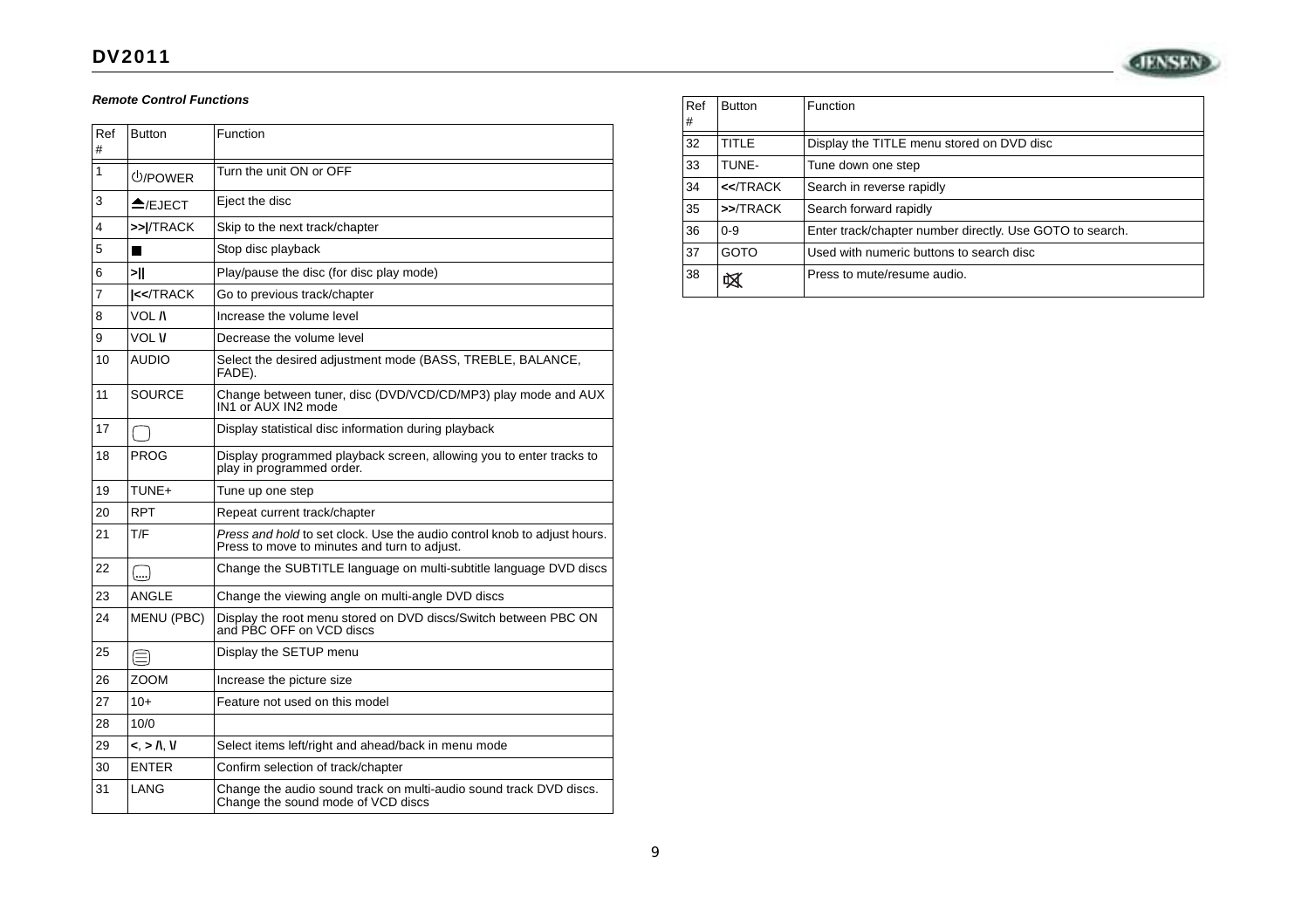### *Remote Control Functions*

| Ref # | Button | Function |
|---|---|---|
| 1 | ⏻/POWER | Turn the unit ON or OFF |
| 3 | ⏏/EJECT | Eject the disc |
| 4 | **>>\|**/TRACK | Skip to the next track/chapter |
| 5 | ■ | Stop disc playback |
| 6 | **>\|\|** | Play/pause the disc (for disc play mode) |
| 7 | **\|<<**/TRACK | Go to previous track/chapter |
| 8 | VOL **/\\** | Increase the volume level |
| 9 | VOL **\\/** | Decrease the volume level |
| 10 | AUDIO | Select the desired adjustment mode (BASS, TREBLE, BALANCE, FADE). |
| 11 | SOURCE | Change between tuner, disc (DVD/VCD/CD/MP3) play mode and AUX IN1 or AUX IN2 mode |
| 17 | ▢ | Display statistical disc information during playback |
| 18 | PROG | Display programmed playback screen, allowing you to enter tracks to play in programmed order. |
| 19 | TUNE+ | Tune up one step |
| 20 | RPT | Repeat current track/chapter |
| 21 | T/F | *Press and hold* to set clock. Use the audio control knob to adjust hours. Press to move to minutes and turn to adjust. |
| 22 | (....) | Change the SUBTITLE language on multi-subtitle language DVD discs |
| 23 | ANGLE | Change the viewing angle on multi-angle DVD discs |
| 24 | MENU (PBC) | Display the root menu stored on DVD discs/Switch between PBC ON and PBC OFF on VCD discs |
| 25 | ☰ | Display the SETUP menu |
| 26 | ZOOM | Increase the picture size |
| 27 | 10+ | Feature not used on this model |
| 28 | 10/0 | |
| 29 | **<**, **>** **/\\**, **\\/** | Select items left/right and ahead/back in menu mode |
| 30 | ENTER | Confirm selection of track/chapter |
| 31 | LANG | Change the audio sound track on multi-audio sound track DVD discs. Change the sound mode of VCD discs |
| 32 | TITLE | Display the TITLE menu stored on DVD disc |
| 33 | TUNE- | Tune down one step |
| 34 | **<<**/TRACK | Search in reverse rapidly |
| 35 | **>>**/TRACK | Search forward rapidly |
| 36 | 0-9 | Enter track/chapter number directly. Use GOTO to search. |
| 37 | GOTO | Used with numeric buttons to search disc |
| 38 | 🔇 | Press to mute/resume audio. |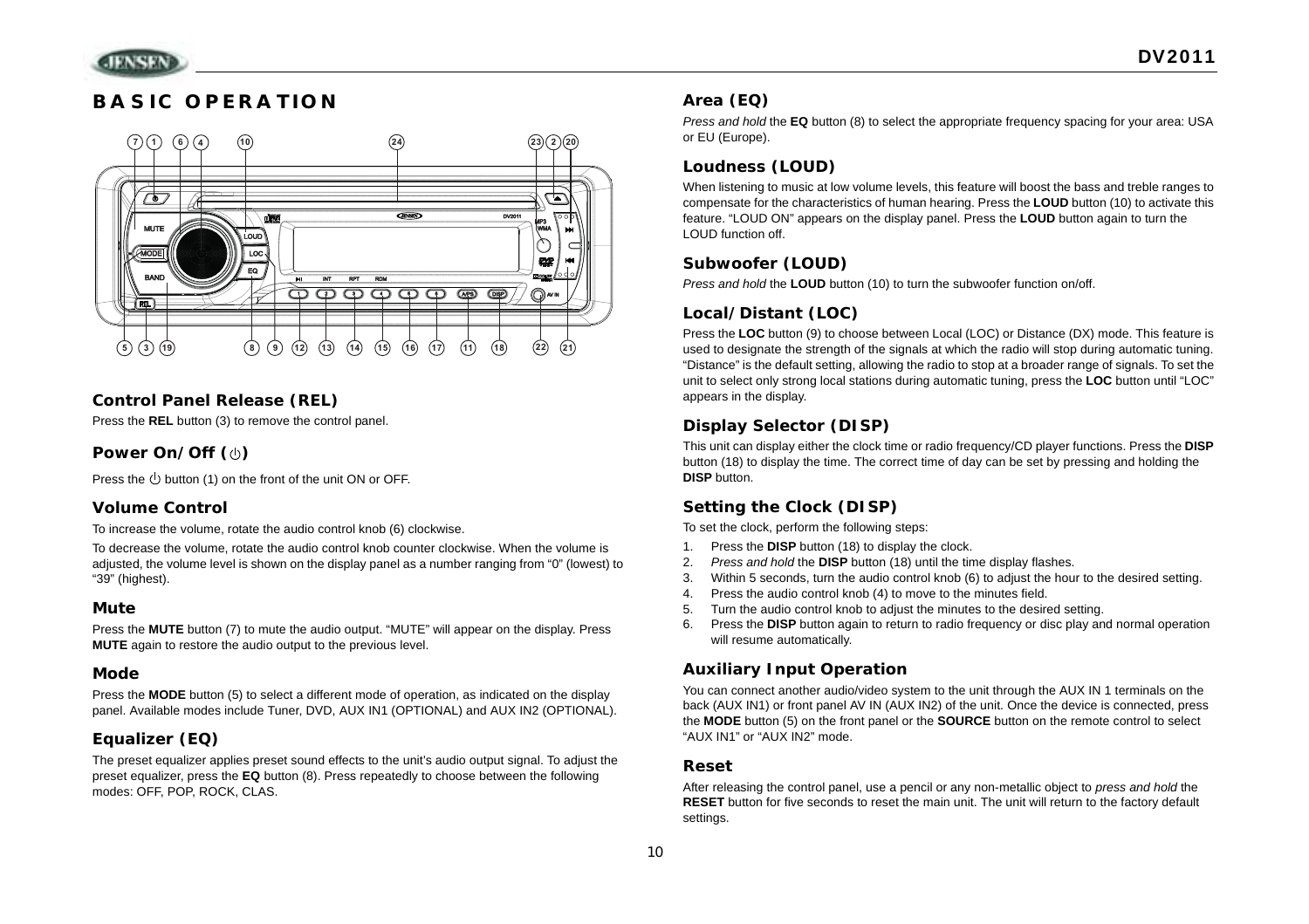# BASIC OPERATION

## Control Panel Release (REL)

Press the **REL** button (3) to remove the control panel.

## Power On/Off (⏻)

Press the ⏻ button (1) on the front of the unit ON or OFF.

## Volume Control

To increase the volume, rotate the audio control knob (6) clockwise.

To decrease the volume, rotate the audio control knob counter clockwise. When the volume is adjusted, the volume level is shown on the display panel as a number ranging from "0" (lowest) to "39" (highest).

## Mute

Press the **MUTE** button (7) to mute the audio output. "MUTE" will appear on the display. Press **MUTE** again to restore the audio output to the previous level.

## Mode

Press the **MODE** button (5) to select a different mode of operation, as indicated on the display panel. Available modes include Tuner, DVD, AUX IN1 (OPTIONAL) and AUX IN2 (OPTIONAL).

## Equalizer (EQ)

The preset equalizer applies preset sound effects to the unit's audio output signal. To adjust the preset equalizer, press the **EQ** button (8). Press repeatedly to choose between the following modes: OFF, POP, ROCK, CLAS.

## Area (EQ)

*Press and hold* the **EQ** button (8) to select the appropriate frequency spacing for your area: USA or EU (Europe).

## Loudness (LOUD)

When listening to music at low volume levels, this feature will boost the bass and treble ranges to compensate for the characteristics of human hearing. Press the **LOUD** button (10) to activate this feature. "LOUD ON" appears on the display panel. Press the **LOUD** button again to turn the LOUD function off.

## Subwoofer (LOUD)

*Press and hold* the **LOUD** button (10) to turn the subwoofer function on/off.

## Local/Distant (LOC)

Press the **LOC** button (9) to choose between Local (LOC) or Distance (DX) mode. This feature is used to designate the strength of the signals at which the radio will stop during automatic tuning. "Distance" is the default setting, allowing the radio to stop at a broader range of signals. To set the unit to select only strong local stations during automatic tuning, press the **LOC** button until "LOC" appears in the display.

## Display Selector (DISP)

This unit can display either the clock time or radio frequency/CD player functions. Press the **DISP** button (18) to display the time. The correct time of day can be set by pressing and holding the **DISP** button.

## Setting the Clock (DISP)

To set the clock, perform the following steps:

1. Press the **DISP** button (18) to display the clock.
2. *Press and hold* the **DISP** button (18) until the time display flashes.
3. Within 5 seconds, turn the audio control knob (6) to adjust the hour to the desired setting.
4. Press the audio control knob (4) to move to the minutes field.
5. Turn the audio control knob to adjust the minutes to the desired setting.
6. Press the **DISP** button again to return to radio frequency or disc play and normal operation will resume automatically.

## Auxiliary Input Operation

You can connect another audio/video system to the unit through the AUX IN 1 terminals on the back (AUX IN1) or front panel AV IN (AUX IN2) of the unit. Once the device is connected, press the **MODE** button (5) on the front panel or the **SOURCE** button on the remote control to select "AUX IN1" or "AUX IN2" mode.

## Reset

After releasing the control panel, use a pencil or any non-metallic object to *press and hold* the **RESET** button for five seconds to reset the main unit. The unit will return to the factory default settings.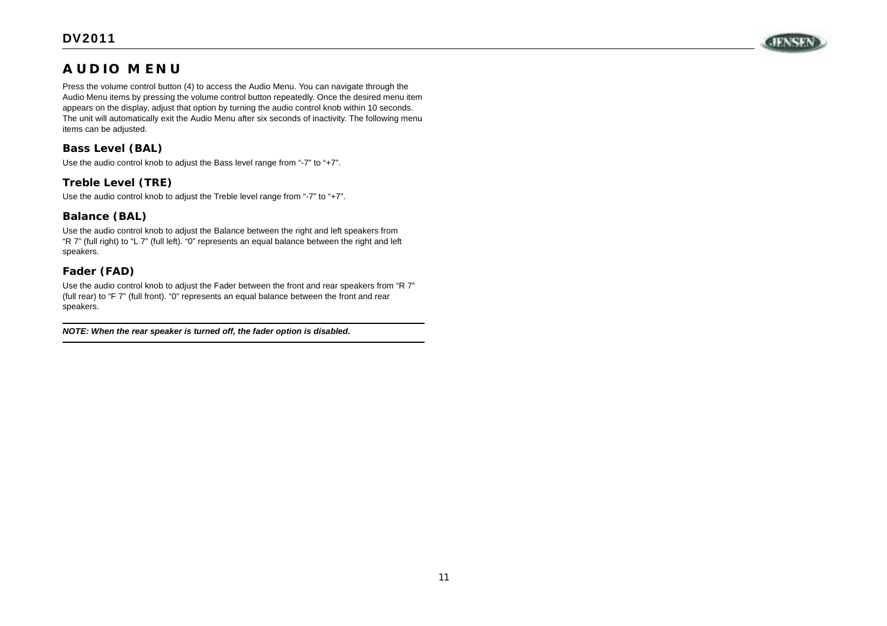# AUDIO MENU

Press the volume control button (4) to access the Audio Menu. You can navigate through the Audio Menu items by pressing the volume control button repeatedly. Once the desired menu item appears on the display, adjust that option by turning the audio control knob within 10 seconds. The unit will automatically exit the Audio Menu after six seconds of inactivity. The following menu items can be adjusted.

## Bass Level (BAL)

Use the audio control knob to adjust the Bass level range from "-7" to "+7".

## Treble Level (TRE)

Use the audio control knob to adjust the Treble level range from "-7" to "+7".

## Balance (BAL)

Use the audio control knob to adjust the Balance between the right and left speakers from "R 7" (full right) to "L 7" (full left). "0" represents an equal balance between the right and left speakers.

## Fader (FAD)

Use the audio control knob to adjust the Fader between the front and rear speakers from "R 7" (full rear) to "F 7" (full front). "0" represents an equal balance between the front and rear speakers.

---

***NOTE: When the rear speaker is turned off, the fader option is disabled.***

---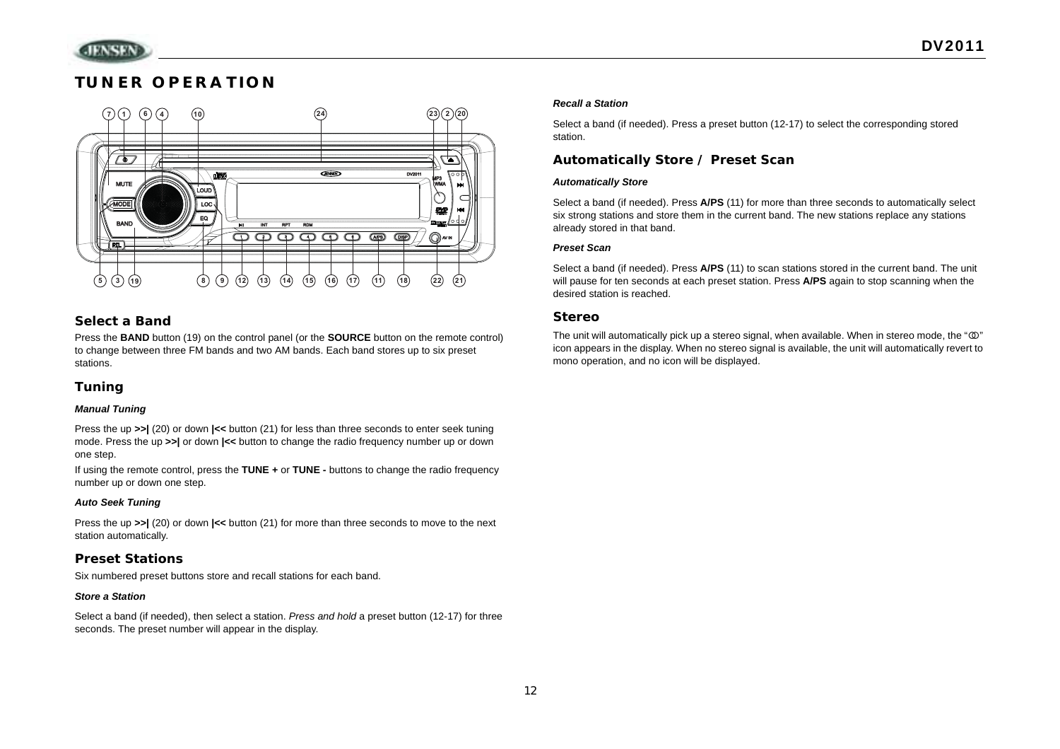# TUNER OPERATION

## Select a Band

Press the **BAND** button (19) on the control panel (or the **SOURCE** button on the remote control) to change between three FM bands and two AM bands. Each band stores up to six preset stations.

## Tuning

#### *Manual Tuning*

Press the up **>>|** (20) or down **|<<** button (21) for less than three seconds to enter seek tuning mode. Press the up **>>|** or down **|<<** button to change the radio frequency number up or down one step.

If using the remote control, press the **TUNE +** or **TUNE -** buttons to change the radio frequency number up or down one step.

#### *Auto Seek Tuning*

Press the up **>>|** (20) or down **|<<** button (21) for more than three seconds to move to the next station automatically.

## Preset Stations

Six numbered preset buttons store and recall stations for each band.

#### *Store a Station*

Select a band (if needed), then select a station. *Press and hold* a preset button (12-17) for three seconds. The preset number will appear in the display.

#### *Recall a Station*

Select a band (if needed). Press a preset button (12-17) to select the corresponding stored station.

## Automatically Store / Preset Scan

#### *Automatically Store*

Select a band (if needed). Press **A/PS** (11) for more than three seconds to automatically select six strong stations and store them in the current band. The new stations replace any stations already stored in that band.

#### *Preset Scan*

Select a band (if needed). Press **A/PS** (11) to scan stations stored in the current band. The unit will pause for ten seconds at each preset station. Press **A/PS** again to stop scanning when the desired station is reached.

## Stereo

The unit will automatically pick up a stereo signal, when available. When in stereo mode, the "ꝏ" icon appears in the display. When no stereo signal is available, the unit will automatically revert to mono operation, and no icon will be displayed.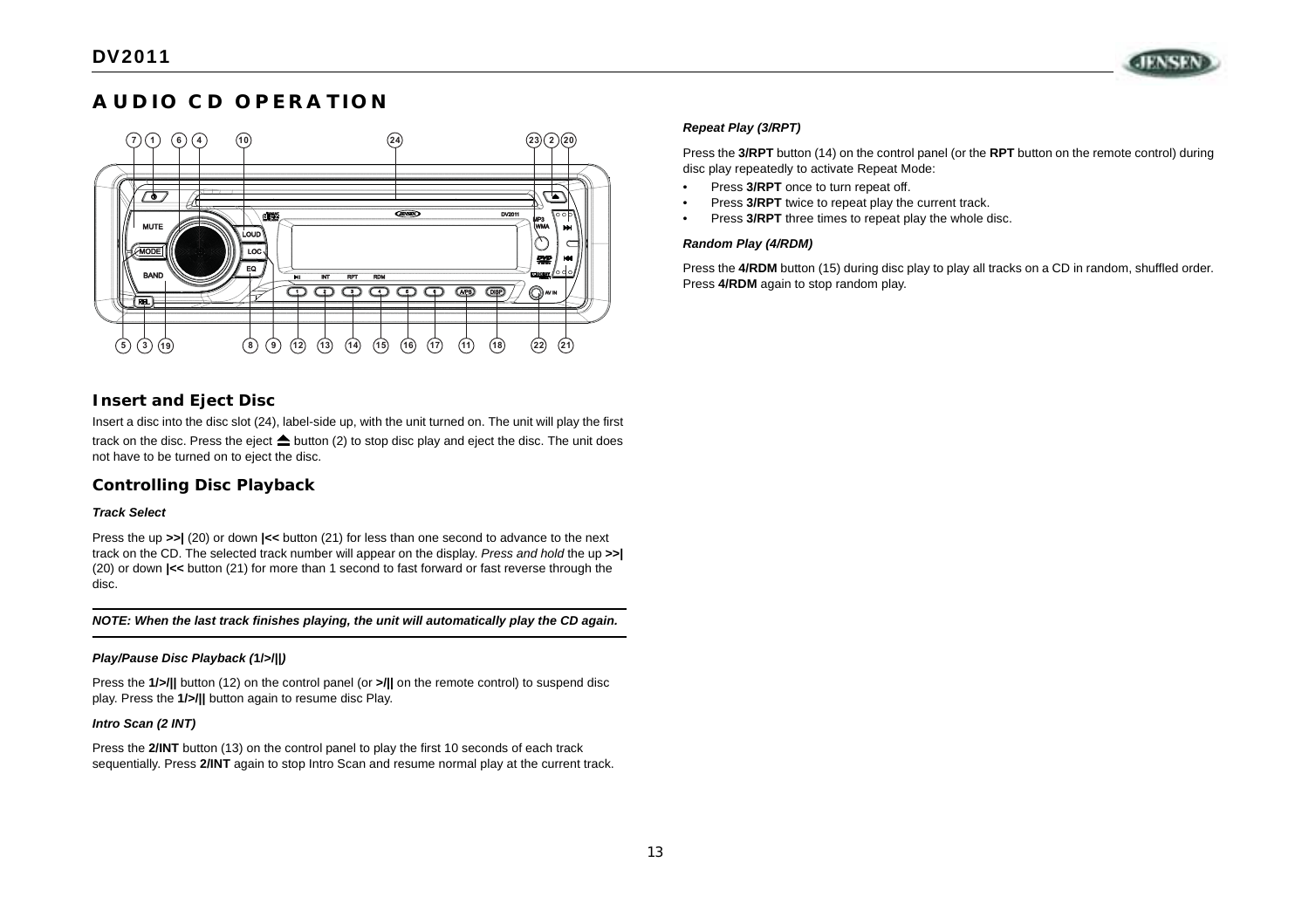# AUDIO CD OPERATION

## Insert and Eject Disc

Insert a disc into the disc slot (24), label-side up, with the unit turned on. The unit will play the first track on the disc. Press the eject ⏏ button (2) to stop disc play and eject the disc. The unit does not have to be turned on to eject the disc.

## Controlling Disc Playback

### *Track Select*

Press the up **>>|** (20) or down **|<<** button (21) for less than one second to advance to the next track on the CD. The selected track number will appear on the display. *Press and hold* the up **>>|** (20) or down **|<<** button (21) for more than 1 second to fast forward or fast reverse through the disc.

---

***NOTE: When the last track finishes playing, the unit will automatically play the CD again.***

---

### *Play/Pause Disc Playback (1/>/||)*

Press the **1/>/||** button (12) on the control panel (or **>/||** on the remote control) to suspend disc play. Press the **1/>/||** button again to resume disc Play.

### *Intro Scan (2 INT)*

Press the **2/INT** button (13) on the control panel to play the first 10 seconds of each track sequentially. Press **2/INT** again to stop Intro Scan and resume normal play at the current track.

### *Repeat Play (3/RPT)*

Press the **3/RPT** button (14) on the control panel (or the **RPT** button on the remote control) during disc play repeatedly to activate Repeat Mode:

- Press **3/RPT** once to turn repeat off.
- Press **3/RPT** twice to repeat play the current track.
- Press **3/RPT** three times to repeat play the whole disc.

### *Random Play (4/RDM)*

Press the **4/RDM** button (15) during disc play to play all tracks on a CD in random, shuffled order. Press **4/RDM** again to stop random play.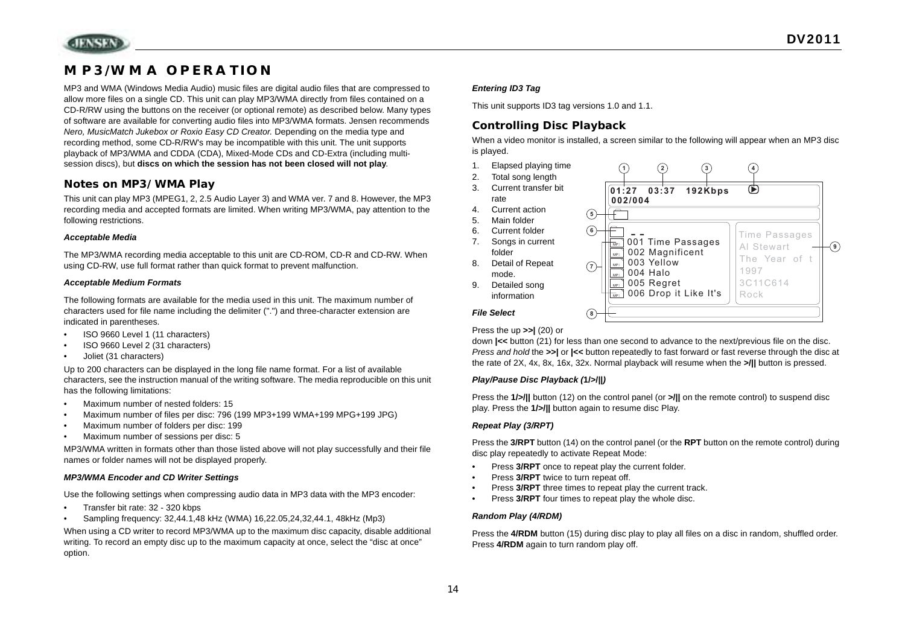# MP3/WMA OPERATION

MP3 and WMA (Windows Media Audio) music files are digital audio files that are compressed to allow more files on a single CD. This unit can play MP3/WMA directly from files contained on a CD-R/RW using the buttons on the receiver (or optional remote) as described below. Many types of software are available for converting audio files into MP3/WMA formats. Jensen recommends *Nero, MusicMatch Jukebox or Roxio Easy CD Creator.* Depending on the media type and recording method, some CD-R/RW's may be incompatible with this unit. The unit supports playback of MP3/WMA and CDDA (CDA), Mixed-Mode CDs and CD-Extra (including multi-session discs), but **discs on which the session has not been closed will not play**.

## Notes on MP3/ WMA Play

This unit can play MP3 (MPEG1, 2, 2.5 Audio Layer 3) and WMA ver. 7 and 8. However, the MP3 recording media and accepted formats are limited. When writing MP3/WMA, pay attention to the following restrictions.

***Acceptable Media***

The MP3/WMA recording media acceptable to this unit are CD-ROM, CD-R and CD-RW. When using CD-RW, use full format rather than quick format to prevent malfunction.

***Acceptable Medium Formats***

The following formats are available for the media used in this unit. The maximum number of characters used for file name including the delimiter (".") and three-character extension are indicated in parentheses.

- ISO 9660 Level 1 (11 characters)
- ISO 9660 Level 2 (31 characters)
- Joliet (31 characters)

Up to 200 characters can be displayed in the long file name format. For a list of available characters, see the instruction manual of the writing software. The media reproducible on this unit has the following limitations:

- Maximum number of nested folders: 15
- Maximum number of files per disc: 796 (199 MP3+199 WMA+199 MPG+199 JPG)
- Maximum number of folders per disc: 199
- Maximum number of sessions per disc: 5

MP3/WMA written in formats other than those listed above will not play successfully and their file names or folder names will not be displayed properly.

***MP3/WMA Encoder and CD Writer Settings***

Use the following settings when compressing audio data in MP3 data with the MP3 encoder:

- Transfer bit rate: 32 - 320 kbps
- Sampling frequency: 32,44.1,48 kHz (WMA) 16,22.05,24,32,44.1, 48kHz (Mp3)

When using a CD writer to record MP3/WMA up to the maximum disc capacity, disable additional writing. To record an empty disc up to the maximum capacity at once, select the "disc at once" option.

***Entering ID3 Tag***

This unit supports ID3 tag versions 1.0 and 1.1.

## Controlling Disc Playback

When a video monitor is installed, a screen similar to the following will appear when an MP3 disc is played.

1. Elapsed playing time
2. Total song length
3. Current transfer bit rate
4. Current action
5. Main folder
6. Current folder
7. Songs in current folder
8. Detail of Repeat mode.
9. Detailed song information

```
01:27  03:37  192Kbps  (▶)
002/004

 --
001 Time Passages        Time Passages
002 Magnificent          Al Stewart
003 Yellow               The Year of t
004 Halo                 1997
005 Regret               3C11C614
006 Drop it Like It's    Rock
```

***File Select***

Press the up **>>|** (20) or down **|<<** button (21) for less than one second to advance to the next/previous file on the disc. *Press and hold* the **>>|** or **|<<** button repeatedly to fast forward or fast reverse through the disc at the rate of 2X, 4x, 8x, 16x, 32x. Normal playback will resume when the **>/||** button is pressed.

***Play/Pause Disc Playback (1/>/||)***

Press the **1/>/||** button (12) on the control panel (or **>/||** on the remote control) to suspend disc play. Press the **1/>/||** button again to resume disc Play.

***Repeat Play (3/RPT)***

Press the **3/RPT** button (14) on the control panel (or the **RPT** button on the remote control) during disc play repeatedly to activate Repeat Mode:

- Press **3/RPT** once to repeat play the current folder.
- Press **3/RPT** twice to turn repeat off.
- Press **3/RPT** three times to repeat play the current track.
- Press **3/RPT** four times to repeat play the whole disc.

***Random Play (4/RDM)***

Press the **4/RDM** button (15) during disc play to play all files on a disc in random, shuffled order. Press **4/RDM** again to turn random play off.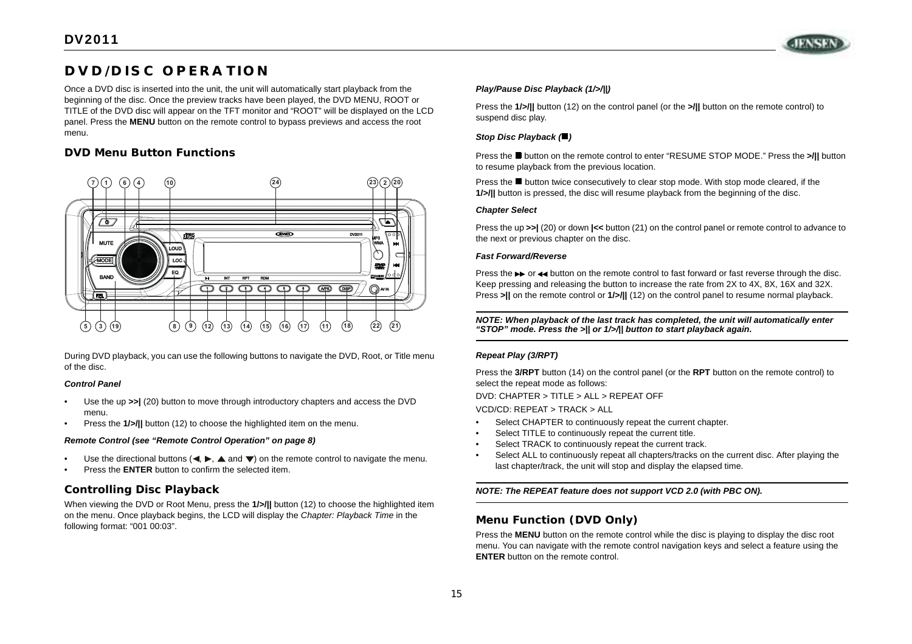# DVD/DISC OPERATION

Once a DVD disc is inserted into the unit, the unit will automatically start playback from the beginning of the disc. Once the preview tracks have been played, the DVD MENU, ROOT or TITLE of the DVD disc will appear on the TFT monitor and "ROOT" will be displayed on the LCD panel. Press the **MENU** button on the remote control to bypass previews and access the root menu.

## DVD Menu Button Functions

During DVD playback, you can use the following buttons to navigate the DVD, Root, or Title menu of the disc.

### *Control Panel*

- Use the up **>>|** (20) button to move through introductory chapters and access the DVD menu.
- Press the **1/>/||** button (12) to choose the highlighted item on the menu.

### *Remote Control (see "Remote Control Operation" on page 8)*

- Use the directional buttons (◄, ►, ▲ and ▼) on the remote control to navigate the menu.
- Press the **ENTER** button to confirm the selected item.

## Controlling Disc Playback

When viewing the DVD or Root Menu, press the **1/>/||** button (12) to choose the highlighted item on the menu. Once playback begins, the LCD will display the *Chapter: Playback Time* in the following format: "001 00:03".

### *Play/Pause Disc Playback (1/>/||)*

Press the **1/>/||** button (12) on the control panel (or the **>/||** button on the remote control) to suspend disc play.

### *Stop Disc Playback (■)*

Press the ■ button on the remote control to enter "RESUME STOP MODE." Press the **>/||** button to resume playback from the previous location.

Press the ■ button twice consecutively to clear stop mode. With stop mode cleared, if the **1/>/||** button is pressed, the disc will resume playback from the beginning of the disc.

### *Chapter Select*

Press the up **>>|** (20) or down **|<<** button (21) on the control panel or remote control to advance to the next or previous chapter on the disc.

### *Fast Forward/Reverse*

Press the ►► or ◄◄ button on the remote control to fast forward or fast reverse through the disc. Keep pressing and releasing the button to increase the rate from 2X to 4X, 8X, 16X and 32X. Press **>||** on the remote control or **1/>/||** (12) on the control panel to resume normal playback.

***NOTE: When playback of the last track has completed, the unit will automatically enter "STOP" mode. Press the >|| or 1/>/|| button to start playback again.***

### *Repeat Play (3/RPT)*

Press the **3/RPT** button (14) on the control panel (or the **RPT** button on the remote control) to select the repeat mode as follows:

DVD: CHAPTER > TITLE > ALL > REPEAT OFF

VCD/CD: REPEAT > TRACK > ALL

- Select CHAPTER to continuously repeat the current chapter.
- Select TITLE to continuously repeat the current title.
- Select TRACK to continuously repeat the current track.
- Select ALL to continuously repeat all chapters/tracks on the current disc. After playing the last chapter/track, the unit will stop and display the elapsed time.

***NOTE: The REPEAT feature does not support VCD 2.0 (with PBC ON).***

## Menu Function (DVD Only)

Press the **MENU** button on the remote control while the disc is playing to display the disc root menu. You can navigate with the remote control navigation keys and select a feature using the **ENTER** button on the remote control.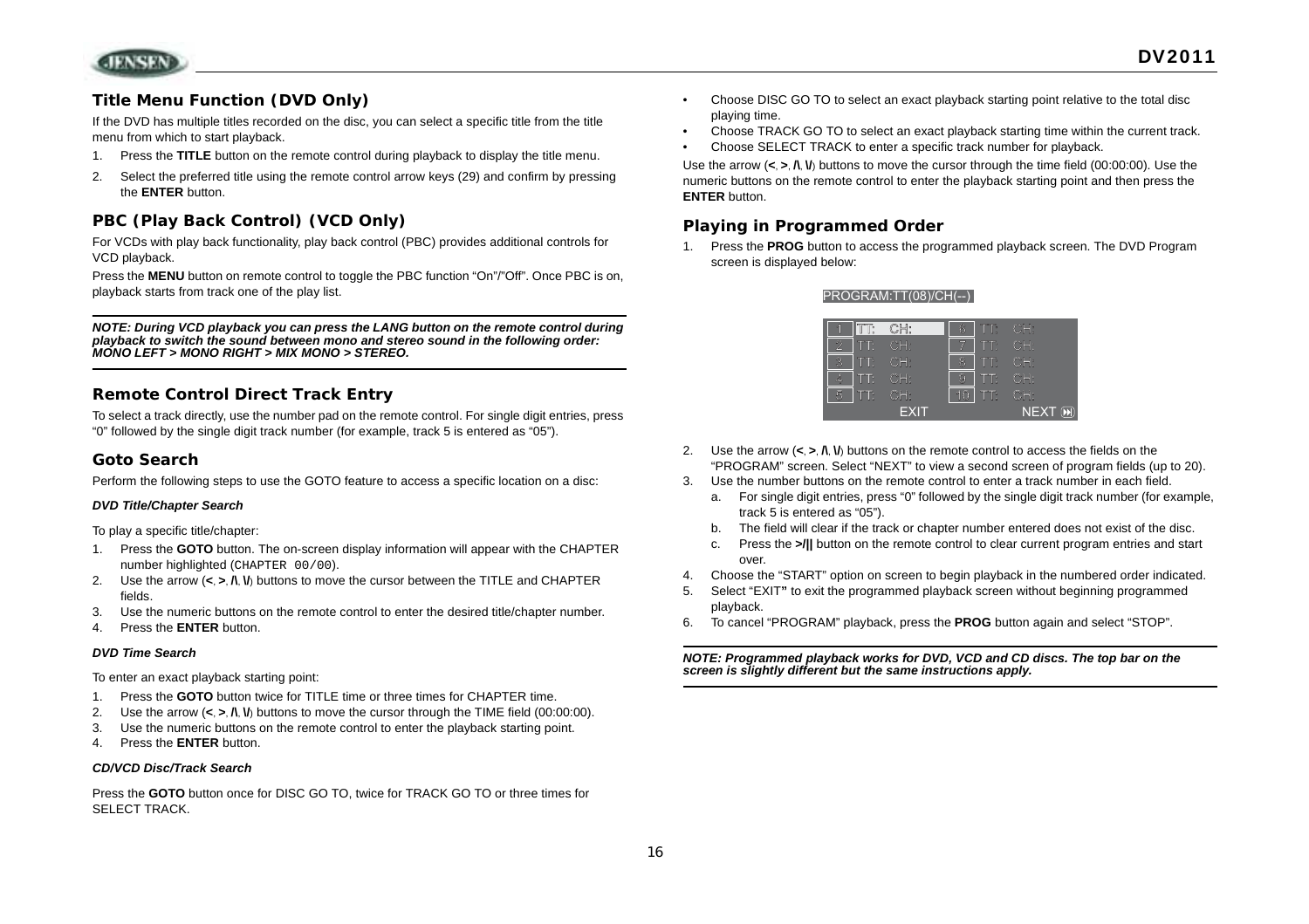## Title Menu Function (DVD Only)

If the DVD has multiple titles recorded on the disc, you can select a specific title from the title menu from which to start playback.

1. Press the **TITLE** button on the remote control during playback to display the title menu.
2. Select the preferred title using the remote control arrow keys (29) and confirm by pressing the **ENTER** button.

## PBC (Play Back Control) (VCD Only)

For VCDs with play back functionality, play back control (PBC) provides additional controls for VCD playback.

Press the **MENU** button on remote control to toggle the PBC function "On"/"Off". Once PBC is on, playback starts from track one of the play list.

***NOTE: During VCD playback you can press the LANG button on the remote control during playback to switch the sound between mono and stereo sound in the following order: MONO LEFT > MONO RIGHT > MIX MONO > STEREO.***

## Remote Control Direct Track Entry

To select a track directly, use the number pad on the remote control. For single digit entries, press "0" followed by the single digit track number (for example, track 5 is entered as "05").

## Goto Search

Perform the following steps to use the GOTO feature to access a specific location on a disc:

***DVD Title/Chapter Search***

To play a specific title/chapter:

1. Press the **GOTO** button. The on-screen display information will appear with the CHAPTER number highlighted (`CHAPTER 00/00`).
2. Use the arrow (**<**, **>**, **/\**, **\/**) buttons to move the cursor between the TITLE and CHAPTER fields.
3. Use the numeric buttons on the remote control to enter the desired title/chapter number.
4. Press the **ENTER** button.

***DVD Time Search***

To enter an exact playback starting point:

1. Press the **GOTO** button twice for TITLE time or three times for CHAPTER time.
2. Use the arrow (**<**, **>**, **/\**, **\/**) buttons to move the cursor through the TIME field (00:00:00).
3. Use the numeric buttons on the remote control to enter the playback starting point.
4. Press the **ENTER** button.

***CD/VCD Disc/Track Search***

Press the **GOTO** button once for DISC GO TO, twice for TRACK GO TO or three times for SELECT TRACK.

- Choose DISC GO TO to select an exact playback starting point relative to the total disc playing time.
- Choose TRACK GO TO to select an exact playback starting time within the current track.
- Choose SELECT TRACK to enter a specific track number for playback.

Use the arrow (**<**, **>**, **/\**, **\/**) buttons to move the cursor through the time field (00:00:00). Use the numeric buttons on the remote control to enter the playback starting point and then press the **ENTER** button.

## Playing in Programmed Order

1. Press the **PROG** button to access the programmed playback screen. The DVD Program screen is displayed below:

PROGRAM:TT(08)/CH(--)

| | | | | | |
|---|---|---|---|---|---|
| 1 | TT: | CH: | 6 | TT: | CH: |
| 2 | TT: | CH: | 7 | TT: | CH: |
| 3 | TT: | CH: | 8 | TT: | CH: |
| 4 | TT: | CH: | 9 | TT: | CH: |
| 5 | TT: | CH: | 10 | TT: | CH: |
| | EXIT | | | NEXT | |

2. Use the arrow (**<**, **>**, **/\**, **\/**) buttons on the remote control to access the fields on the "PROGRAM" screen. Select "NEXT" to view a second screen of program fields (up to 20).
3. Use the number buttons on the remote control to enter a track number in each field.
   a. For single digit entries, press "0" followed by the single digit track number (for example, track 5 is entered as "05").
   b. The field will clear if the track or chapter number entered does not exist of the disc.
   c. Press the **>/||** button on the remote control to clear current program entries and start over.
4. Choose the "START" option on screen to begin playback in the numbered order indicated.
5. Select "EXIT" to exit the programmed playback screen without beginning programmed playback.
6. To cancel "PROGRAM" playback, press the **PROG** button again and select "STOP".

***NOTE: Programmed playback works for DVD, VCD and CD discs. The top bar on the screen is slightly different but the same instructions apply.***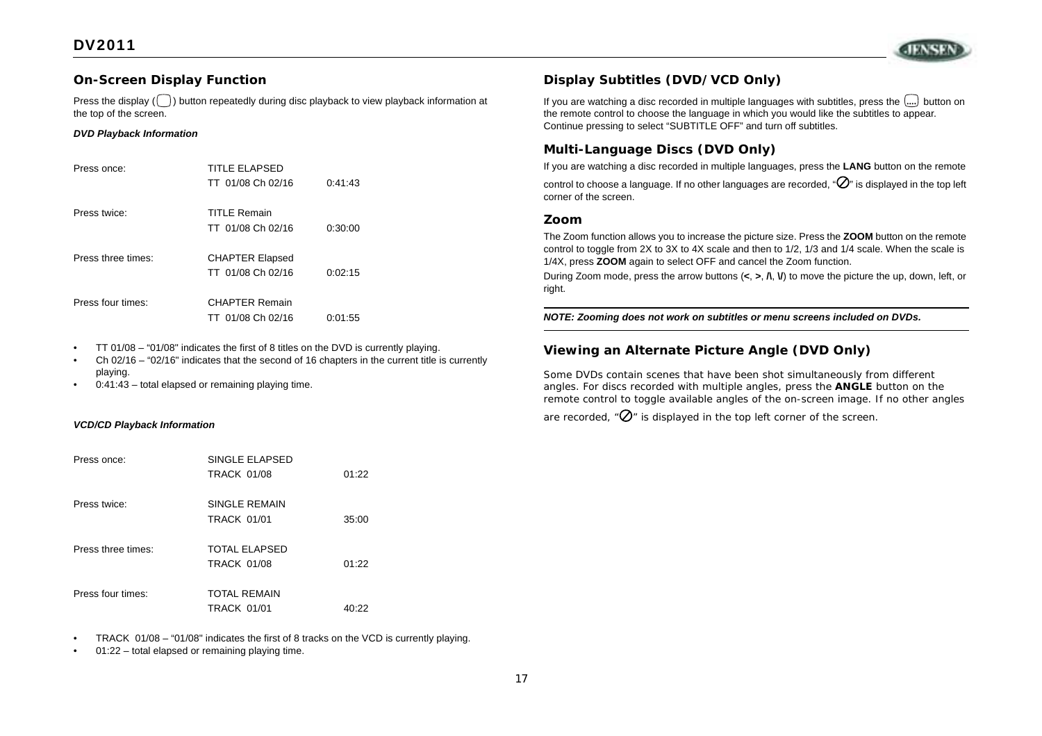## On-Screen Display Function

Press the display ( ) button repeatedly during disc playback to view playback information at the top of the screen.

***DVD Playback Information***

| | | |
|---|---|---|
| Press once: | TITLE ELAPSED | |
| | TT 01/08 Ch 02/16 | 0:41:43 |
| Press twice: | TITLE Remain | |
| | TT 01/08 Ch 02/16 | 0:30:00 |
| Press three times: | CHAPTER Elapsed | |
| | TT 01/08 Ch 02/16 | 0:02:15 |
| Press four times: | CHAPTER Remain | |
| | TT 01/08 Ch 02/16 | 0:01:55 |

- TT 01/08 – "01/08" indicates the first of 8 titles on the DVD is currently playing.
- Ch 02/16 – "02/16" indicates that the second of 16 chapters in the current title is currently playing.
- 0:41:43 – total elapsed or remaining playing time.

***VCD/CD Playback Information***

| | | |
|---|---|---|
| Press once: | SINGLE ELAPSED | |
| | TRACK 01/08 | 01:22 |
| Press twice: | SINGLE REMAIN | |
| | TRACK 01/01 | 35:00 |
| Press three times: | TOTAL ELAPSED | |
| | TRACK 01/08 | 01:22 |
| Press four times: | TOTAL REMAIN | |
| | TRACK 01/01 | 40:22 |

- TRACK 01/08 – "01/08" indicates the first of 8 tracks on the VCD is currently playing.
- 01:22 – total elapsed or remaining playing time.

## Display Subtitles (DVD/VCD Only)

If you are watching a disc recorded in multiple languages with subtitles, press the button on the remote control to choose the language in which you would like the subtitles to appear. Continue pressing to select "SUBTITLE OFF" and turn off subtitles.

## Multi-Language Discs (DVD Only)

If you are watching a disc recorded in multiple languages, press the **LANG** button on the remote control to choose a language. If no other languages are recorded, "⊘" is displayed in the top left corner of the screen.

## Zoom

The Zoom function allows you to increase the picture size. Press the **ZOOM** button on the remote control to toggle from 2X to 3X to 4X scale and then to 1/2, 1/3 and 1/4 scale. When the scale is 1/4X, press **ZOOM** again to select OFF and cancel the Zoom function.

During Zoom mode, press the arrow buttons (**<**, **>**, **/\**, **\/**) to move the picture the up, down, left, or right.

***NOTE: Zooming does not work on subtitles or menu screens included on DVDs.***

## Viewing an Alternate Picture Angle (DVD Only)

Some DVDs contain scenes that have been shot simultaneously from different angles. For discs recorded with multiple angles, press the **ANGLE** button on the remote control to toggle available angles of the on-screen image. If no other angles are recorded, "⊘" is displayed in the top left corner of the screen.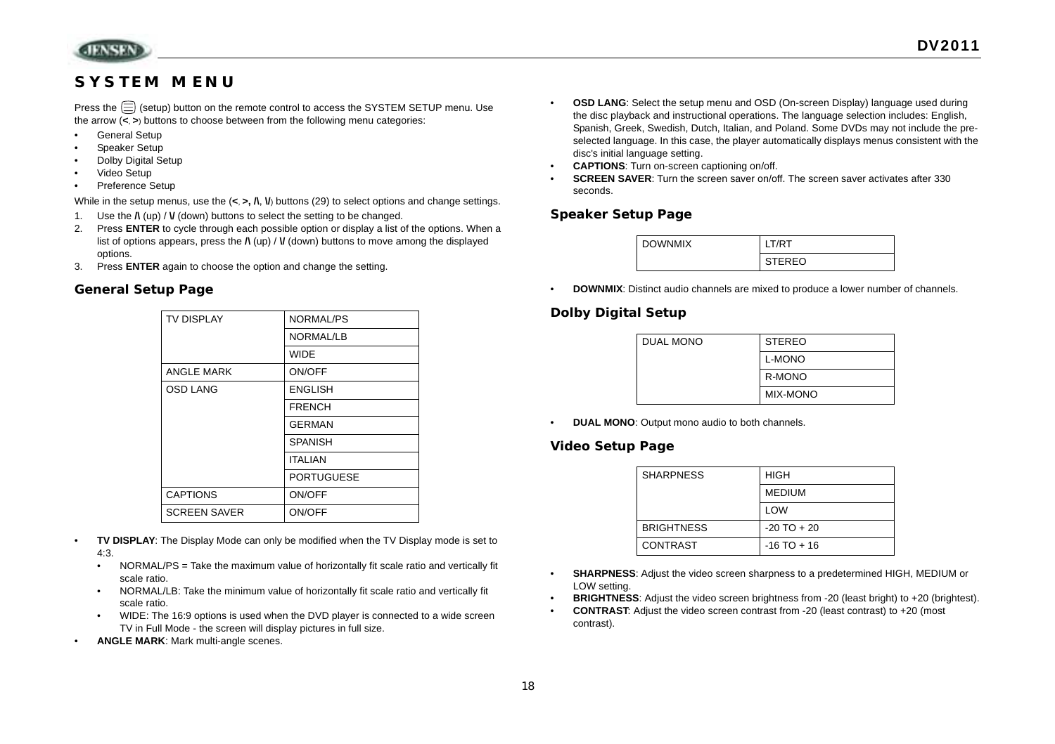# SYSTEM MENU

Press the (setup) button on the remote control to access the SYSTEM SETUP menu. Use the arrow (<, >) buttons to choose between from the following menu categories:

- General Setup
- Speaker Setup
- Dolby Digital Setup
- Video Setup
- Preference Setup

While in the setup menus, use the (<, >, /\, \/) buttons (29) to select options and change settings.

1. Use the /\ (up) / \/ (down) buttons to select the setting to be changed.
2. Press **ENTER** to cycle through each possible option or display a list of the options. When a list of options appears, press the /\ (up) / \/ (down) buttons to move among the displayed options.
3. Press **ENTER** again to choose the option and change the setting.

## General Setup Page

| TV DISPLAY | NORMAL/PS |
|---|---|
| | NORMAL/LB |
| | WIDE |
| ANGLE MARK | ON/OFF |
| OSD LANG | ENGLISH |
| | FRENCH |
| | GERMAN |
| | SPANISH |
| | ITALIAN |
| | PORTUGUESE |
| CAPTIONS | ON/OFF |
| SCREEN SAVER | ON/OFF |

- **TV DISPLAY**: The Display Mode can only be modified when the TV Display mode is set to 4:3.
  - NORMAL/PS = Take the maximum value of horizontally fit scale ratio and vertically fit scale ratio.
  - NORMAL/LB: Take the minimum value of horizontally fit scale ratio and vertically fit scale ratio.
  - WIDE: The 16:9 options is used when the DVD player is connected to a wide screen TV in Full Mode - the screen will display pictures in full size.
- **ANGLE MARK**: Mark multi-angle scenes.
- **OSD LANG**: Select the setup menu and OSD (On-screen Display) language used during the disc playback and instructional operations. The language selection includes: English, Spanish, Greek, Swedish, Dutch, Italian, and Poland. Some DVDs may not include the pre-selected language. In this case, the player automatically displays menus consistent with the disc's initial language setting.
- **CAPTIONS**: Turn on-screen captioning on/off.
- **SCREEN SAVER**: Turn the screen saver on/off. The screen saver activates after 330 seconds.

## Speaker Setup Page

| DOWNMIX | LT/RT |
|---|---|
| | STEREO |

- **DOWNMIX**: Distinct audio channels are mixed to produce a lower number of channels.

## Dolby Digital Setup

| DUAL MONO | STEREO |
|---|---|
| | L-MONO |
| | R-MONO |
| | MIX-MONO |

- **DUAL MONO**: Output mono audio to both channels.

## Video Setup Page

| SHARPNESS | HIGH |
|---|---|
| | MEDIUM |
| | LOW |
| BRIGHTNESS | -20 TO + 20 |
| CONTRAST | -16 TO + 16 |

- **SHARPNESS**: Adjust the video screen sharpness to a predetermined HIGH, MEDIUM or LOW setting.
- **BRIGHTNESS**: Adjust the video screen brightness from -20 (least bright) to +20 (brightest).
- **CONTRAST**: Adjust the video screen contrast from -20 (least contrast) to +20 (most contrast).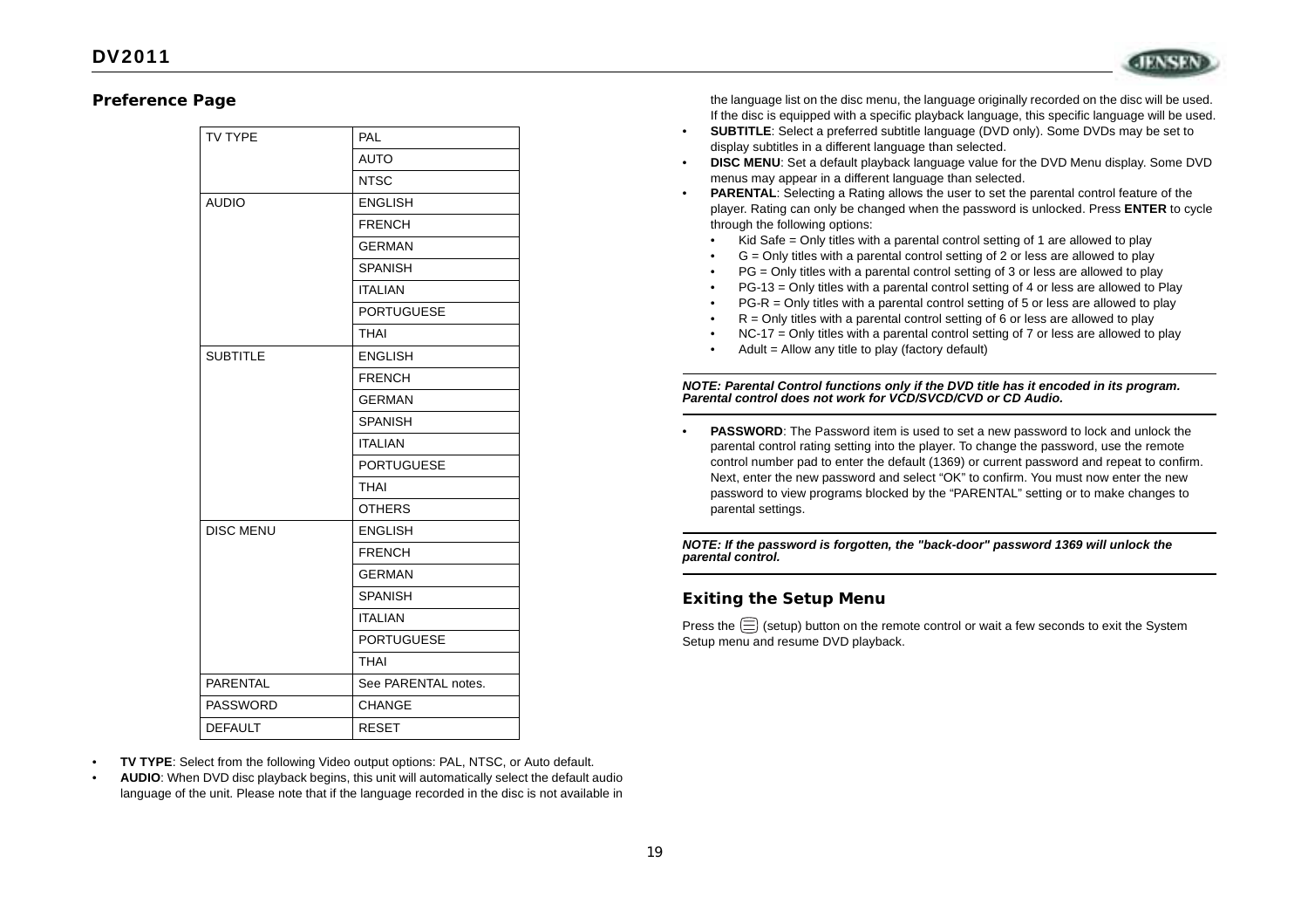## Preference Page

| TV TYPE | PAL |
|---|---|
| | AUTO |
| | NTSC |
| AUDIO | ENGLISH |
| | FRENCH |
| | GERMAN |
| | SPANISH |
| | ITALIAN |
| | PORTUGUESE |
| | THAI |
| SUBTITLE | ENGLISH |
| | FRENCH |
| | GERMAN |
| | SPANISH |
| | ITALIAN |
| | PORTUGUESE |
| | THAI |
| | OTHERS |
| DISC MENU | ENGLISH |
| | FRENCH |
| | GERMAN |
| | SPANISH |
| | ITALIAN |
| | PORTUGUESE |
| | THAI |
| PARENTAL | See PARENTAL notes. |
| PASSWORD | CHANGE |
| DEFAULT | RESET |

- **TV TYPE**: Select from the following Video output options: PAL, NTSC, or Auto default.
- **AUDIO**: When DVD disc playback begins, this unit will automatically select the default audio language of the unit. Please note that if the language recorded in the disc is not available in the language list on the disc menu, the language originally recorded on the disc will be used. If the disc is equipped with a specific playback language, this specific language will be used.
- **SUBTITLE**: Select a preferred subtitle language (DVD only). Some DVDs may be set to display subtitles in a different language than selected.
- **DISC MENU**: Set a default playback language value for the DVD Menu display. Some DVD menus may appear in a different language than selected.
- **PARENTAL**: Selecting a Rating allows the user to set the parental control feature of the player. Rating can only be changed when the password is unlocked. Press **ENTER** to cycle through the following options:
  - Kid Safe = Only titles with a parental control setting of 1 are allowed to play
  - G = Only titles with a parental control setting of 2 or less are allowed to play
  - PG = Only titles with a parental control setting of 3 or less are allowed to play
  - PG-13 = Only titles with a parental control setting of 4 or less are allowed to Play
  - PG-R = Only titles with a parental control setting of 5 or less are allowed to play
  - R = Only titles with a parental control setting of 6 or less are allowed to play
  - NC-17 = Only titles with a parental control setting of 7 or less are allowed to play
  - Adult = Allow any title to play (factory default)

***NOTE: Parental Control functions only if the DVD title has it encoded in its program. Parental control does not work for VCD/SVCD/CVD or CD Audio.***

- **PASSWORD**: The Password item is used to set a new password to lock and unlock the parental control rating setting into the player. To change the password, use the remote control number pad to enter the default (1369) or current password and repeat to confirm. Next, enter the new password and select "OK" to confirm. You must now enter the new password to view programs blocked by the "PARENTAL" setting or to make changes to parental settings.

***NOTE: If the password is forgotten, the "back-door" password 1369 will unlock the parental control.***

## Exiting the Setup Menu

Press the (setup) button on the remote control or wait a few seconds to exit the System Setup menu and resume DVD playback.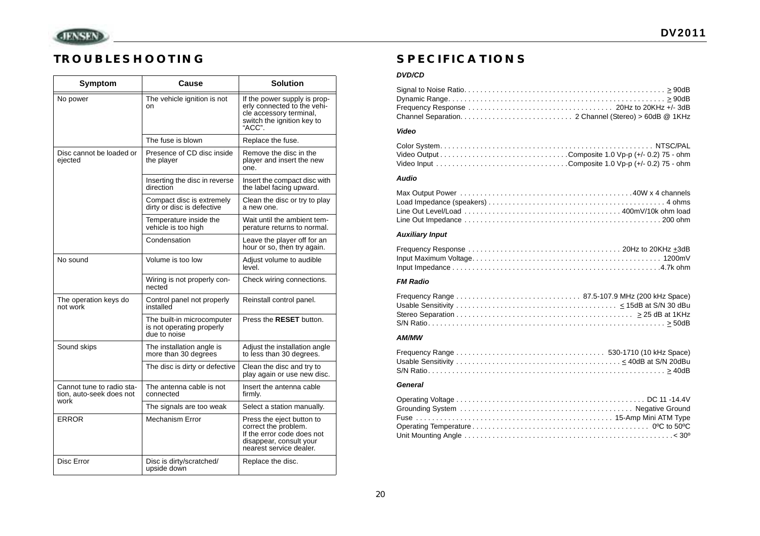## TROUBLESHOOTING

| Symptom | Cause | Solution |
|---|---|---|
| No power | The vehicle ignition is not on | If the power supply is properly connected to the vehicle accessory terminal, switch the ignition key to "ACC". |
| | The fuse is blown | Replace the fuse. |
| Disc cannot be loaded or ejected | Presence of CD disc inside the player | Remove the disc in the player and insert the new one. |
| | Inserting the disc in reverse direction | Insert the compact disc with the label facing upward. |
| | Compact disc is extremely dirty or disc is defective | Clean the disc or try to play a new one. |
| | Temperature inside the vehicle is too high | Wait until the ambient temperature returns to normal. |
| | Condensation | Leave the player off for an hour or so, then try again. |
| No sound | Volume is too low | Adjust volume to audible level. |
| | Wiring is not properly connected | Check wiring connections. |
| The operation keys do not work | Control panel not properly installed | Reinstall control panel. |
| | The built-in microcomputer is not operating properly due to noise | Press the **RESET** button. |
| Sound skips | The installation angle is more than 30 degrees | Adjust the installation angle to less than 30 degrees. |
| | The disc is dirty or defective | Clean the disc and try to play again or use new disc. |
| Cannot tune to radio station, auto-seek does not work | The antenna cable is not connected | Insert the antenna cable firmly. |
| | The signals are too weak | Select a station manually. |
| ERROR | Mechanism Error | Press the eject button to correct the problem. If the error code does not disappear, consult your nearest service dealer. |
| Disc Error | Disc is dirty/scratched/ upside down | Replace the disc. |

## SPECIFICATIONS

### DVD/CD

Signal to Noise Ratio. . . . . . . . . . ≥ 90dB
Dynamic Range. . . . . . . . . . ≥ 90dB
Frequency Response . . . . . . . . . . 20Hz to 20KHz +/- 3dB
Channel Separation. . . . . . . . . . 2 Channel (Stereo) > 60dB @ 1KHz

### Video

Color System. . . . . . . . . . NTSC/PAL
Video Output . . . . . . . . . . Composite 1.0 Vp-p (+/- 0.2) 75 - ohm
Video Input . . . . . . . . . . Composite 1.0 Vp-p (+/- 0.2) 75 - ohm

### Audio

Max Output Power . . . . . . . . . . 40W x 4 channels
Load Impedance (speakers) . . . . . . . . . . 4 ohms
Line Out Level/Load . . . . . . . . . . 400mV/10k ohm load
Line Out Impedance . . . . . . . . . . 200 ohm

### Auxiliary Input

Frequency Response . . . . . . . . . . 20Hz to 20KHz ±3dB
Input Maximum Voltage. . . . . . . . . . 1200mV
Input Impedance . . . . . . . . . . 4.7k ohm

### FM Radio

Frequency Range . . . . . . . . . . 87.5-107.9 MHz (200 kHz Space)
Usable Sensitivity . . . . . . . . . . ≤ 15dB at S/N 30 dBu
Stereo Separation . . . . . . . . . . ≥ 25 dB at 1KHz
S/N Ratio. . . . . . . . . . ≥ 50dB

### AM/MW

Frequency Range . . . . . . . . . . 530-1710 (10 kHz Space)
Usable Sensitivity . . . . . . . . . . ≤ 40dB at S/N 20dBu
S/N Ratio. . . . . . . . . . ≥ 40dB

### General

Operating Voltage . . . . . . . . . . DC 11 -14.4V
Grounding System . . . . . . . . . . Negative Ground
Fuse . . . . . . . . . . 15-Amp Mini ATM Type
Operating Temperature . . . . . . . . . . 0ºC to 50ºC
Unit Mounting Angle . . . . . . . . . . < 30º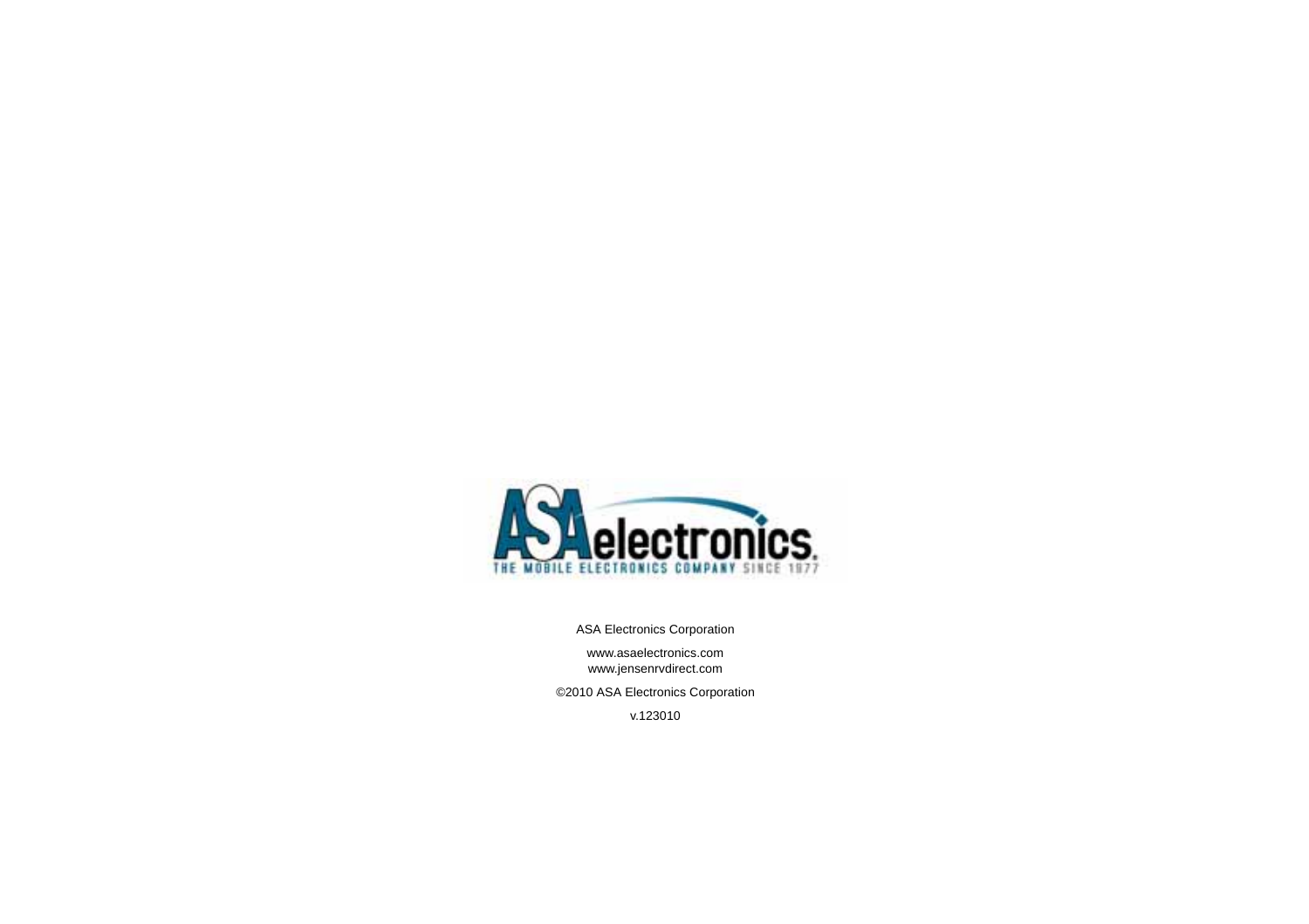ASA electronics.

THE MOBILE ELECTRONICS COMPANY SINCE 1977

ASA Electronics Corporation

www.asaelectronics.com
www.jensenrvdirect.com

©2010 ASA Electronics Corporation

v.123010